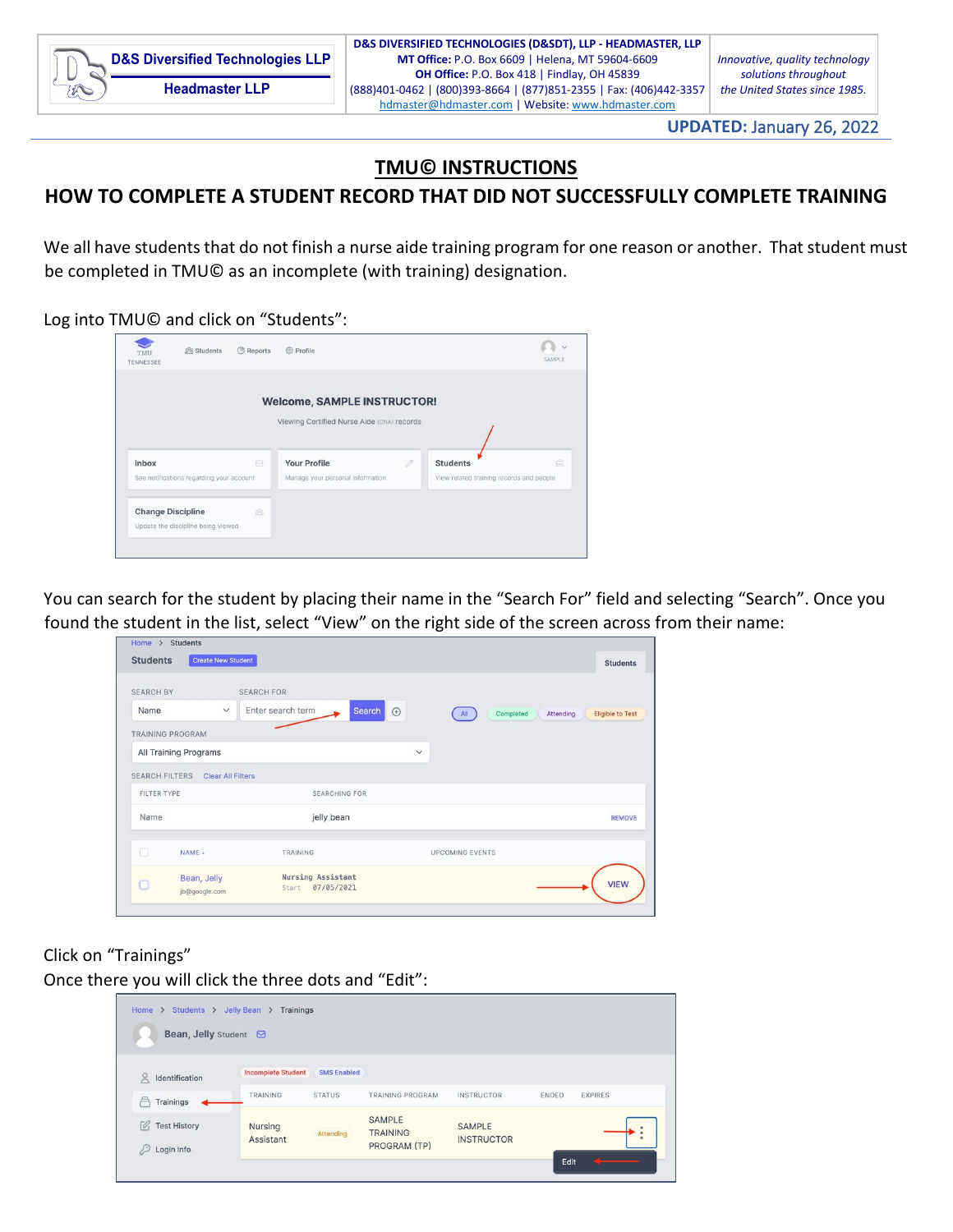| D&S Diversified Technologies LLP<br>Headmaster LLP | **D&S DIVERSIFIED TECHNOLOGIES (D&SDT), LLP - HEADMASTER, LLP**<br>**MT Office:** P.O. Box 6609 \| Helena, MT 59604-6609<br>**OH Office:** P.O. Box 418 \| Findlay, OH 45839<br>(888)401-0462 \| (800)393-8664 \| (877)851-2355 \| Fax: (406)442-3357<br>hdmaster@hdmaster.com \| Website: www.hdmaster.com | *Innovative, quality technology solutions throughout the United States since 1985.* |
|---|---|---|

**UPDATED:** January 26, 2022

# TMU© INSTRUCTIONS

## HOW TO COMPLETE A STUDENT RECORD THAT DID NOT SUCCESSFULLY COMPLETE TRAINING

We all have students that do not finish a nurse aide training program for one reason or another. That student must be completed in TMU© as an incomplete (with training) designation.

Log into TMU© and click on "Students":

You can search for the student by placing their name in the "Search For" field and selecting "Search". Once you found the student in the list, select "View" on the right side of the screen across from their name:

Click on "Trainings"

Once there you will click the three dots and "Edit":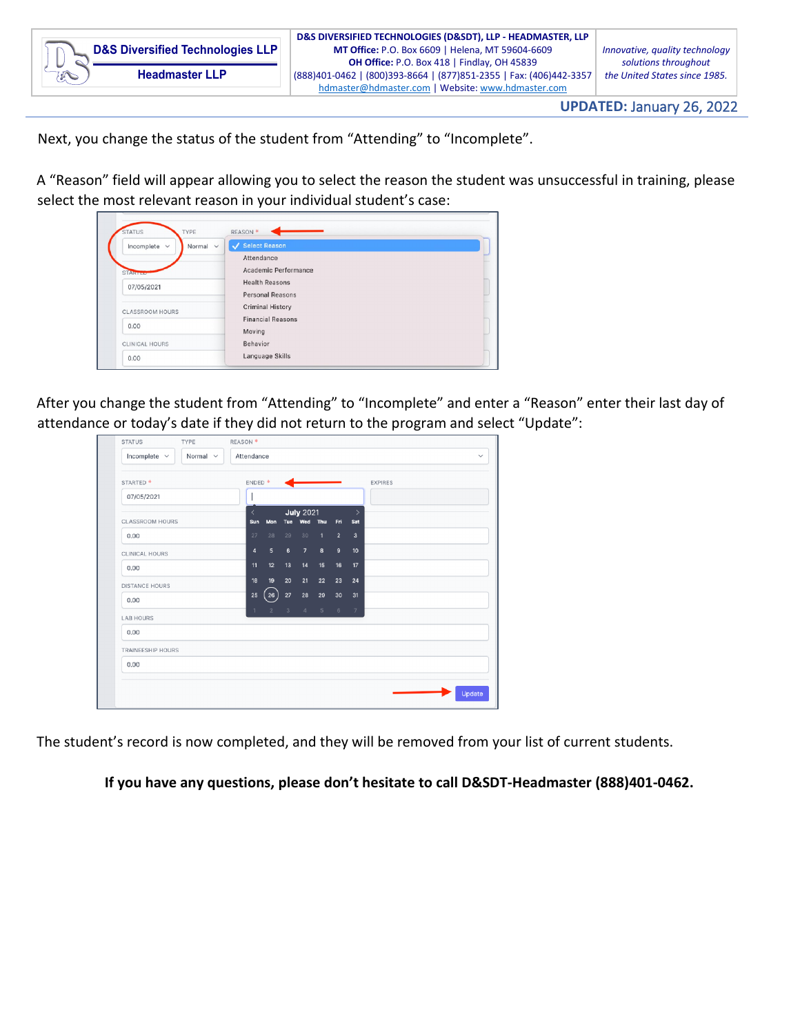Next, you change the status of the student from “Attending” to “Incomplete”.

A “Reason” field will appear allowing you to select the reason the student was unsuccessful in training, please select the most relevant reason in your individual student’s case:

After you change the student from “Attending” to “Incomplete” and enter a “Reason” enter their last day of attendance or today’s date if they did not return to the program and select “Update”:

The student’s record is now completed, and they will be removed from your list of current students.

**If you have any questions, please don’t hesitate to call D&SDT-Headmaster (888)401-0462.**